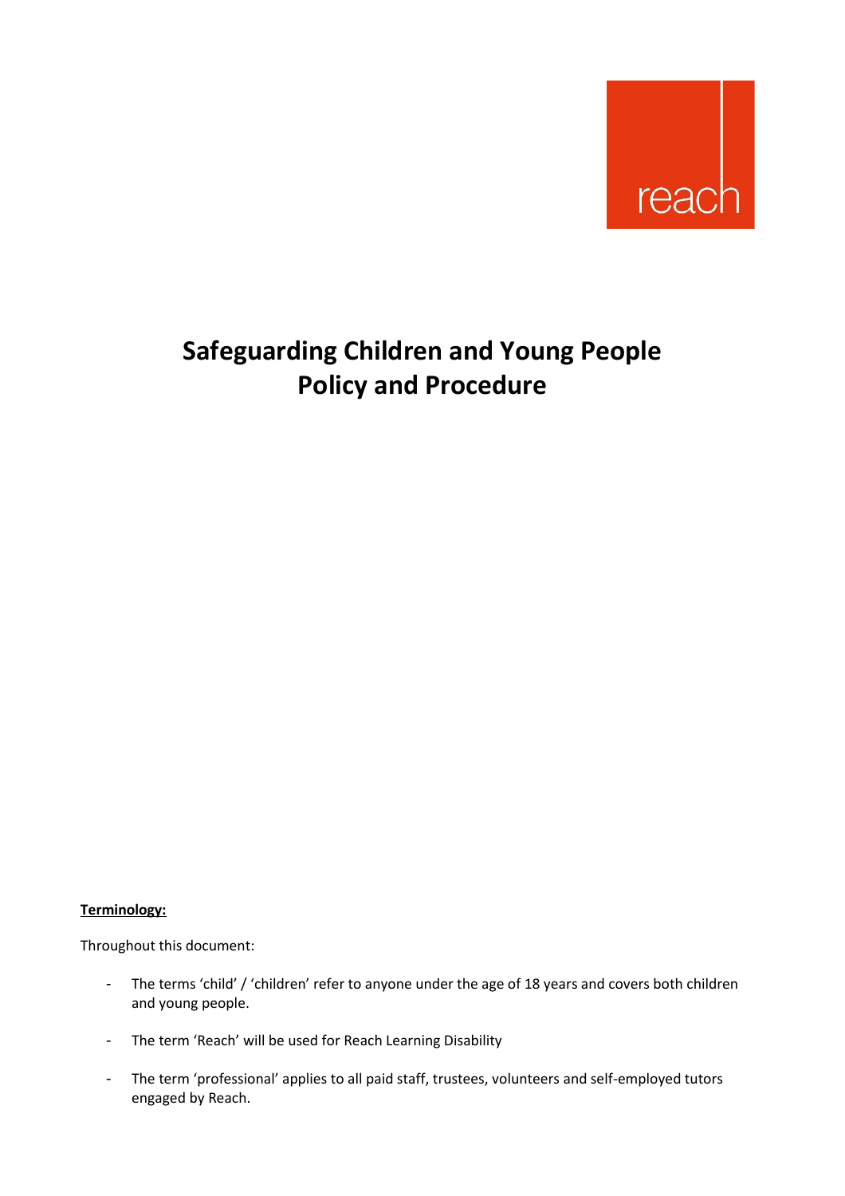reach

# Safeguarding Children and Young People Policy and Procedure

**Terminology:**

Throughout this document:

- The terms 'child' / 'children' refer to anyone under the age of 18 years and covers both children and young people.
- The term 'Reach' will be used for Reach Learning Disability
- The term 'professional' applies to all paid staff, trustees, volunteers and self-employed tutors engaged by Reach.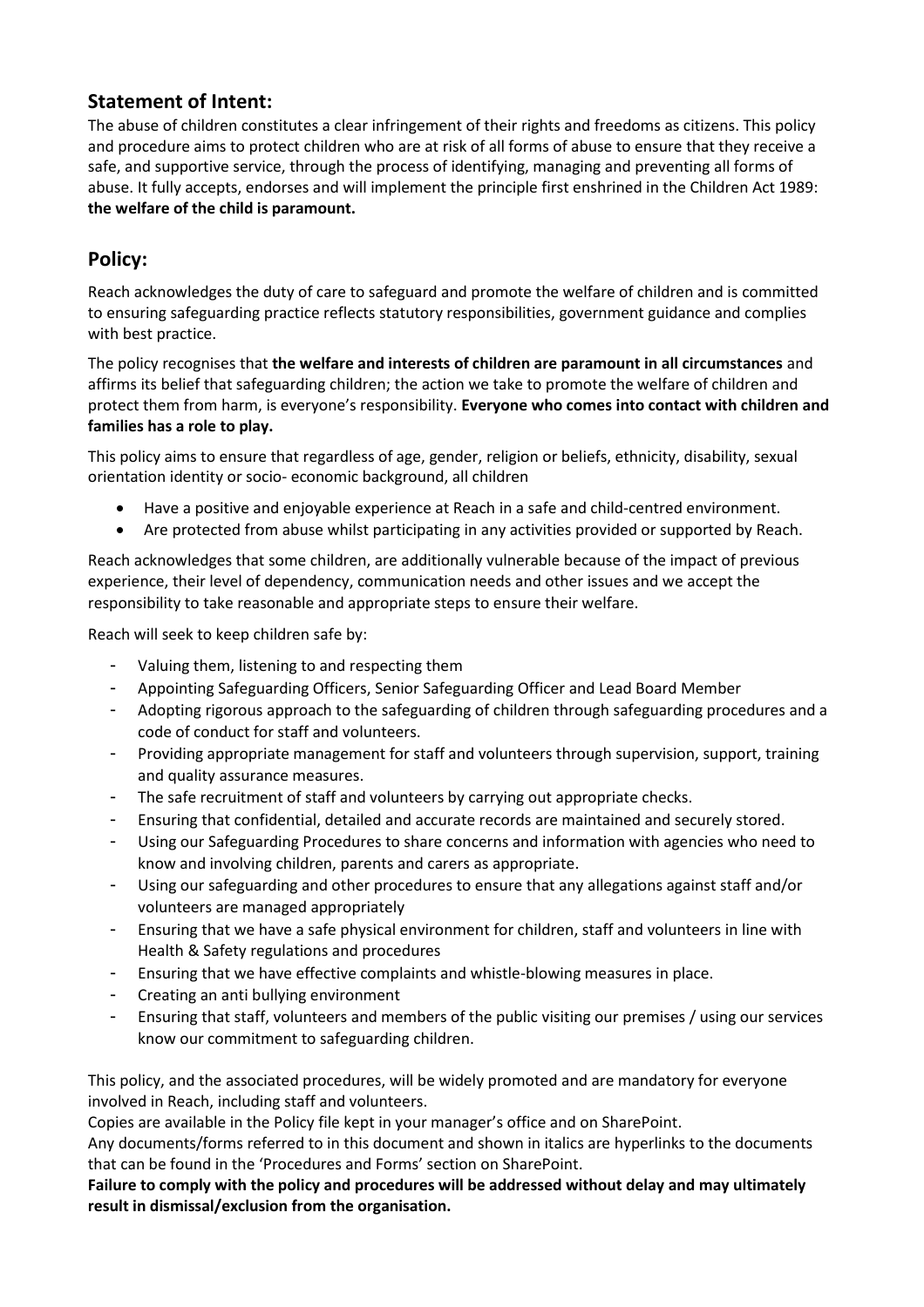## Statement of Intent:

The abuse of children constitutes a clear infringement of their rights and freedoms as citizens. This policy and procedure aims to protect children who are at risk of all forms of abuse to ensure that they receive a safe, and supportive service, through the process of identifying, managing and preventing all forms of abuse. It fully accepts, endorses and will implement the principle first enshrined in the Children Act 1989: **the welfare of the child is paramount.**

## Policy:

Reach acknowledges the duty of care to safeguard and promote the welfare of children and is committed to ensuring safeguarding practice reflects statutory responsibilities, government guidance and complies with best practice.

The policy recognises that **the welfare and interests of children are paramount in all circumstances** and affirms its belief that safeguarding children; the action we take to promote the welfare of children and protect them from harm, is everyone's responsibility. **Everyone who comes into contact with children and families has a role to play.**

This policy aims to ensure that regardless of age, gender, religion or beliefs, ethnicity, disability, sexual orientation identity or socio- economic background, all children

- Have a positive and enjoyable experience at Reach in a safe and child-centred environment.
- Are protected from abuse whilst participating in any activities provided or supported by Reach.

Reach acknowledges that some children, are additionally vulnerable because of the impact of previous experience, their level of dependency, communication needs and other issues and we accept the responsibility to take reasonable and appropriate steps to ensure their welfare.

Reach will seek to keep children safe by:

- Valuing them, listening to and respecting them
- Appointing Safeguarding Officers, Senior Safeguarding Officer and Lead Board Member
- Adopting rigorous approach to the safeguarding of children through safeguarding procedures and a code of conduct for staff and volunteers.
- Providing appropriate management for staff and volunteers through supervision, support, training and quality assurance measures.
- The safe recruitment of staff and volunteers by carrying out appropriate checks.
- Ensuring that confidential, detailed and accurate records are maintained and securely stored.
- Using our Safeguarding Procedures to share concerns and information with agencies who need to know and involving children, parents and carers as appropriate.
- Using our safeguarding and other procedures to ensure that any allegations against staff and/or volunteers are managed appropriately
- Ensuring that we have a safe physical environment for children, staff and volunteers in line with Health & Safety regulations and procedures
- Ensuring that we have effective complaints and whistle-blowing measures in place.
- Creating an anti bullying environment
- Ensuring that staff, volunteers and members of the public visiting our premises / using our services know our commitment to safeguarding children.

This policy, and the associated procedures, will be widely promoted and are mandatory for everyone involved in Reach, including staff and volunteers.

Copies are available in the Policy file kept in your manager's office and on SharePoint.

Any documents/forms referred to in this document and shown in italics are hyperlinks to the documents that can be found in the 'Procedures and Forms' section on SharePoint.

**Failure to comply with the policy and procedures will be addressed without delay and may ultimately result in dismissal/exclusion from the organisation.**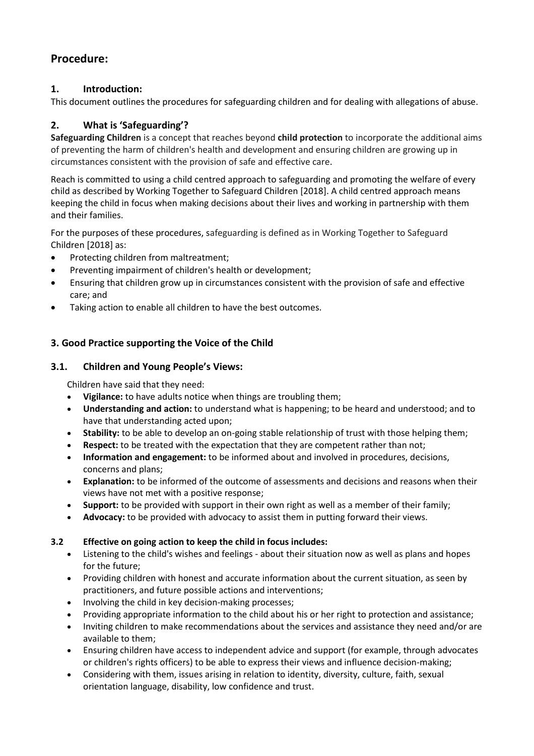## Procedure:

### 1. Introduction:

This document outlines the procedures for safeguarding children and for dealing with allegations of abuse.

### 2. What is 'Safeguarding'?

**Safeguarding Children** is a concept that reaches beyond **child protection** to incorporate the additional aims of preventing the harm of children's health and development and ensuring children are growing up in circumstances consistent with the provision of safe and effective care.

Reach is committed to using a child centred approach to safeguarding and promoting the welfare of every child as described by Working Together to Safeguard Children [2018]. A child centred approach means keeping the child in focus when making decisions about their lives and working in partnership with them and their families.

For the purposes of these procedures, safeguarding is defined as in Working Together to Safeguard Children [2018] as:

- Protecting children from maltreatment;
- Preventing impairment of children's health or development;
- Ensuring that children grow up in circumstances consistent with the provision of safe and effective care; and
- Taking action to enable all children to have the best outcomes.

### 3. Good Practice supporting the Voice of the Child

### 3.1. Children and Young People's Views:

Children have said that they need:

- **Vigilance:** to have adults notice when things are troubling them;
- **Understanding and action:** to understand what is happening; to be heard and understood; and to have that understanding acted upon;
- **Stability:** to be able to develop an on-going stable relationship of trust with those helping them;
- **Respect:** to be treated with the expectation that they are competent rather than not;
- **Information and engagement:** to be informed about and involved in procedures, decisions, concerns and plans;
- **Explanation:** to be informed of the outcome of assessments and decisions and reasons when their views have not met with a positive response;
- **Support:** to be provided with support in their own right as well as a member of their family;
- **Advocacy:** to be provided with advocacy to assist them in putting forward their views.

#### 3.2 Effective on going action to keep the child in focus includes:

- Listening to the child's wishes and feelings - about their situation now as well as plans and hopes for the future;
- Providing children with honest and accurate information about the current situation, as seen by practitioners, and future possible actions and interventions;
- Involving the child in key decision-making processes;
- Providing appropriate information to the child about his or her right to protection and assistance;
- Inviting children to make recommendations about the services and assistance they need and/or are available to them;
- Ensuring children have access to independent advice and support (for example, through advocates or children's rights officers) to be able to express their views and influence decision-making;
- Considering with them, issues arising in relation to identity, diversity, culture, faith, sexual orientation language, disability, low confidence and trust.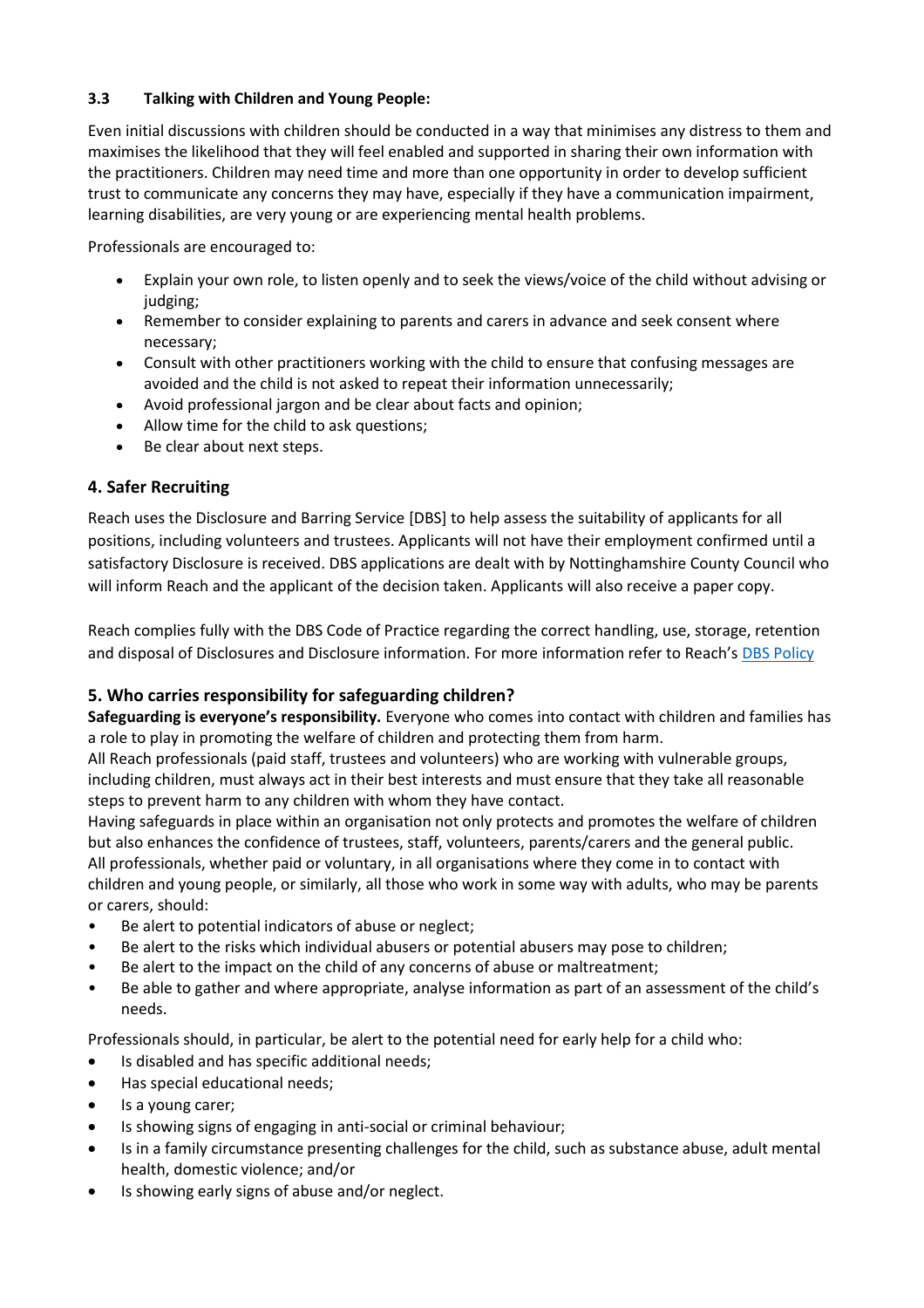### 3.3 Talking with Children and Young People:

Even initial discussions with children should be conducted in a way that minimises any distress to them and maximises the likelihood that they will feel enabled and supported in sharing their own information with the practitioners. Children may need time and more than one opportunity in order to develop sufficient trust to communicate any concerns they may have, especially if they have a communication impairment, learning disabilities, are very young or are experiencing mental health problems.

Professionals are encouraged to:

- Explain your own role, to listen openly and to seek the views/voice of the child without advising or judging;
- Remember to consider explaining to parents and carers in advance and seek consent where necessary;
- Consult with other practitioners working with the child to ensure that confusing messages are avoided and the child is not asked to repeat their information unnecessarily;
- Avoid professional jargon and be clear about facts and opinion;
- Allow time for the child to ask questions;
- Be clear about next steps.

## 4. Safer Recruiting

Reach uses the Disclosure and Barring Service [DBS] to help assess the suitability of applicants for all positions, including volunteers and trustees. Applicants will not have their employment confirmed until a satisfactory Disclosure is received. DBS applications are dealt with by Nottinghamshire County Council who will inform Reach and the applicant of the decision taken. Applicants will also receive a paper copy.

Reach complies fully with the DBS Code of Practice regarding the correct handling, use, storage, retention and disposal of Disclosures and Disclosure information. For more information refer to Reach's DBS Policy

## 5. Who carries responsibility for safeguarding children?

**Safeguarding is everyone's responsibility.** Everyone who comes into contact with children and families has a role to play in promoting the welfare of children and protecting them from harm.

All Reach professionals (paid staff, trustees and volunteers) who are working with vulnerable groups, including children, must always act in their best interests and must ensure that they take all reasonable steps to prevent harm to any children with whom they have contact.

Having safeguards in place within an organisation not only protects and promotes the welfare of children but also enhances the confidence of trustees, staff, volunteers, parents/carers and the general public.

All professionals, whether paid or voluntary, in all organisations where they come in to contact with children and young people, or similarly, all those who work in some way with adults, who may be parents or carers, should:

- Be alert to potential indicators of abuse or neglect;
- Be alert to the risks which individual abusers or potential abusers may pose to children;
- Be alert to the impact on the child of any concerns of abuse or maltreatment;
- Be able to gather and where appropriate, analyse information as part of an assessment of the child's needs.

Professionals should, in particular, be alert to the potential need for early help for a child who:

- Is disabled and has specific additional needs;
- Has special educational needs;
- Is a young carer;
- Is showing signs of engaging in anti-social or criminal behaviour;
- Is in a family circumstance presenting challenges for the child, such as substance abuse, adult mental health, domestic violence; and/or
- Is showing early signs of abuse and/or neglect.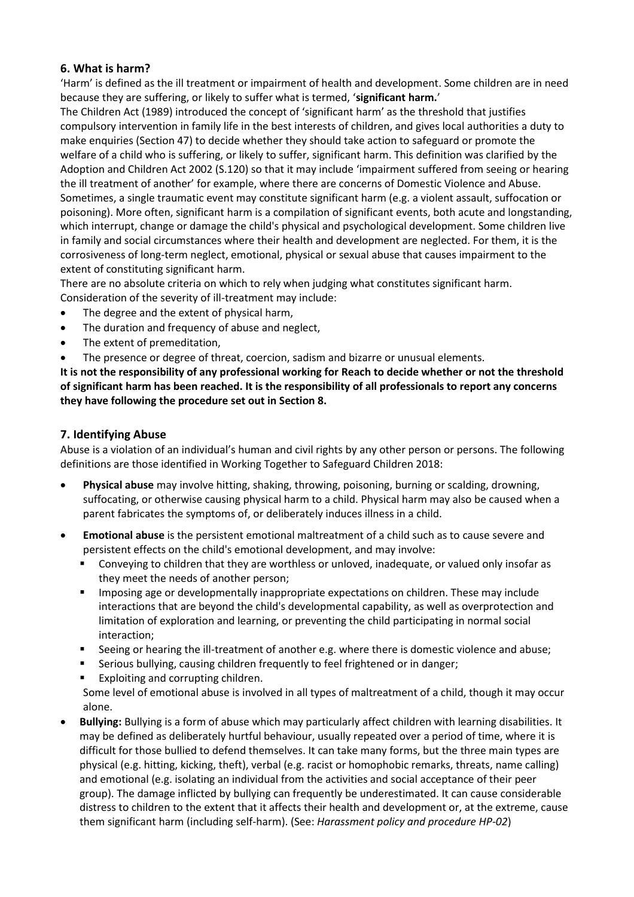## 6. What is harm?

'Harm' is defined as the ill treatment or impairment of health and development. Some children are in need because they are suffering, or likely to suffer what is termed, '**significant harm.**'

The Children Act (1989) introduced the concept of 'significant harm' as the threshold that justifies compulsory intervention in family life in the best interests of children, and gives local authorities a duty to make enquiries (Section 47) to decide whether they should take action to safeguard or promote the welfare of a child who is suffering, or likely to suffer, significant harm. This definition was clarified by the Adoption and Children Act 2002 (S.120) so that it may include 'impairment suffered from seeing or hearing the ill treatment of another' for example, where there are concerns of Domestic Violence and Abuse. Sometimes, a single traumatic event may constitute significant harm (e.g. a violent assault, suffocation or poisoning). More often, significant harm is a compilation of significant events, both acute and longstanding, which interrupt, change or damage the child's physical and psychological development. Some children live in family and social circumstances where their health and development are neglected. For them, it is the corrosiveness of long-term neglect, emotional, physical or sexual abuse that causes impairment to the extent of constituting significant harm.

There are no absolute criteria on which to rely when judging what constitutes significant harm. Consideration of the severity of ill-treatment may include:

- The degree and the extent of physical harm,
- The duration and frequency of abuse and neglect,
- The extent of premeditation,
- The presence or degree of threat, coercion, sadism and bizarre or unusual elements.

**It is not the responsibility of any professional working for Reach to decide whether or not the threshold of significant harm has been reached. It is the responsibility of all professionals to report any concerns they have following the procedure set out in Section 8.**

## 7. Identifying Abuse

Abuse is a violation of an individual's human and civil rights by any other person or persons. The following definitions are those identified in Working Together to Safeguard Children 2018:

- **Physical abuse** may involve hitting, shaking, throwing, poisoning, burning or scalding, drowning, suffocating, or otherwise causing physical harm to a child. Physical harm may also be caused when a parent fabricates the symptoms of, or deliberately induces illness in a child.
- **Emotional abuse** is the persistent emotional maltreatment of a child such as to cause severe and persistent effects on the child's emotional development, and may involve:
  - Conveying to children that they are worthless or unloved, inadequate, or valued only insofar as they meet the needs of another person;
  - Imposing age or developmentally inappropriate expectations on children. These may include interactions that are beyond the child's developmental capability, as well as overprotection and limitation of exploration and learning, or preventing the child participating in normal social interaction;
  - Seeing or hearing the ill-treatment of another e.g. where there is domestic violence and abuse;
  - Serious bullying, causing children frequently to feel frightened or in danger;
  - Exploiting and corrupting children.

  Some level of emotional abuse is involved in all types of maltreatment of a child, though it may occur alone.
- **Bullying:** Bullying is a form of abuse which may particularly affect children with learning disabilities. It may be defined as deliberately hurtful behaviour, usually repeated over a period of time, where it is difficult for those bullied to defend themselves. It can take many forms, but the three main types are physical (e.g. hitting, kicking, theft), verbal (e.g. racist or homophobic remarks, threats, name calling) and emotional (e.g. isolating an individual from the activities and social acceptance of their peer group). The damage inflicted by bullying can frequently be underestimated. It can cause considerable distress to children to the extent that it affects their health and development or, at the extreme, cause them significant harm (including self-harm). (See: *Harassment policy and procedure HP-02*)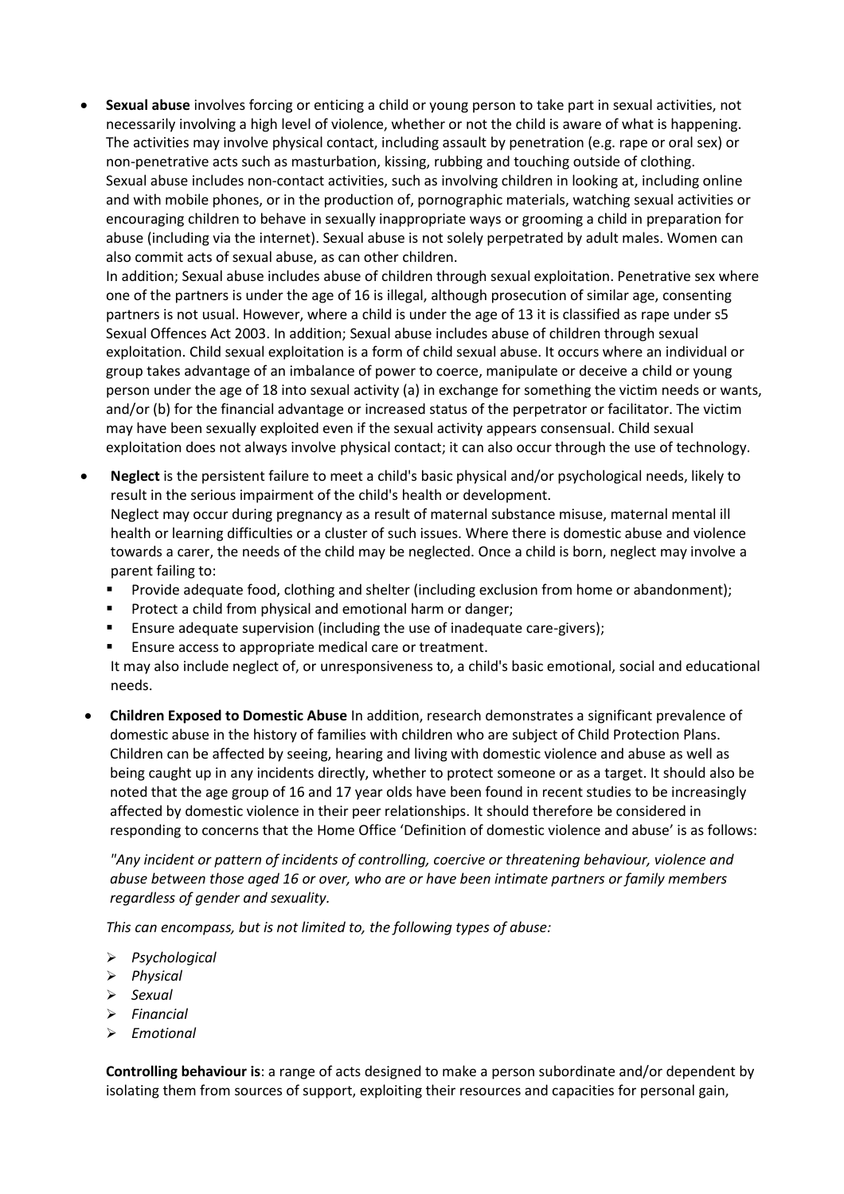- **Sexual abuse** involves forcing or enticing a child or young person to take part in sexual activities, not necessarily involving a high level of violence, whether or not the child is aware of what is happening. The activities may involve physical contact, including assault by penetration (e.g. rape or oral sex) or non-penetrative acts such as masturbation, kissing, rubbing and touching outside of clothing. Sexual abuse includes non-contact activities, such as involving children in looking at, including online and with mobile phones, or in the production of, pornographic materials, watching sexual activities or encouraging children to behave in sexually inappropriate ways or grooming a child in preparation for abuse (including via the internet). Sexual abuse is not solely perpetrated by adult males. Women can also commit acts of sexual abuse, as can other children.
  In addition; Sexual abuse includes abuse of children through sexual exploitation. Penetrative sex where one of the partners is under the age of 16 is illegal, although prosecution of similar age, consenting partners is not usual. However, where a child is under the age of 13 it is classified as rape under s5 Sexual Offences Act 2003. In addition; Sexual abuse includes abuse of children through sexual exploitation. Child sexual exploitation is a form of child sexual abuse. It occurs where an individual or group takes advantage of an imbalance of power to coerce, manipulate or deceive a child or young person under the age of 18 into sexual activity (a) in exchange for something the victim needs or wants, and/or (b) for the financial advantage or increased status of the perpetrator or facilitator. The victim may have been sexually exploited even if the sexual activity appears consensual. Child sexual exploitation does not always involve physical contact; it can also occur through the use of technology.
- **Neglect** is the persistent failure to meet a child's basic physical and/or psychological needs, likely to result in the serious impairment of the child's health or development.
  Neglect may occur during pregnancy as a result of maternal substance misuse, maternal mental ill health or learning difficulties or a cluster of such issues. Where there is domestic abuse and violence towards a carer, the needs of the child may be neglected. Once a child is born, neglect may involve a parent failing to:
  - Provide adequate food, clothing and shelter (including exclusion from home or abandonment);
  - Protect a child from physical and emotional harm or danger;
  - Ensure adequate supervision (including the use of inadequate care-givers);
  - Ensure access to appropriate medical care or treatment.

  It may also include neglect of, or unresponsiveness to, a child's basic emotional, social and educational needs.
- **Children Exposed to Domestic Abuse** In addition, research demonstrates a significant prevalence of domestic abuse in the history of families with children who are subject of Child Protection Plans. Children can be affected by seeing, hearing and living with domestic violence and abuse as well as being caught up in any incidents directly, whether to protect someone or as a target. It should also be noted that the age group of 16 and 17 year olds have been found in recent studies to be increasingly affected by domestic violence in their peer relationships. It should therefore be considered in responding to concerns that the Home Office 'Definition of domestic violence and abuse' is as follows:

  *"Any incident or pattern of incidents of controlling, coercive or threatening behaviour, violence and abuse between those aged 16 or over, who are or have been intimate partners or family members regardless of gender and sexuality.*

  *This can encompass, but is not limited to, the following types of abuse:*

  - *Psychological*
  - *Physical*
  - *Sexual*
  - *Financial*
  - *Emotional*

  **Controlling behaviour is**: a range of acts designed to make a person subordinate and/or dependent by isolating them from sources of support, exploiting their resources and capacities for personal gain,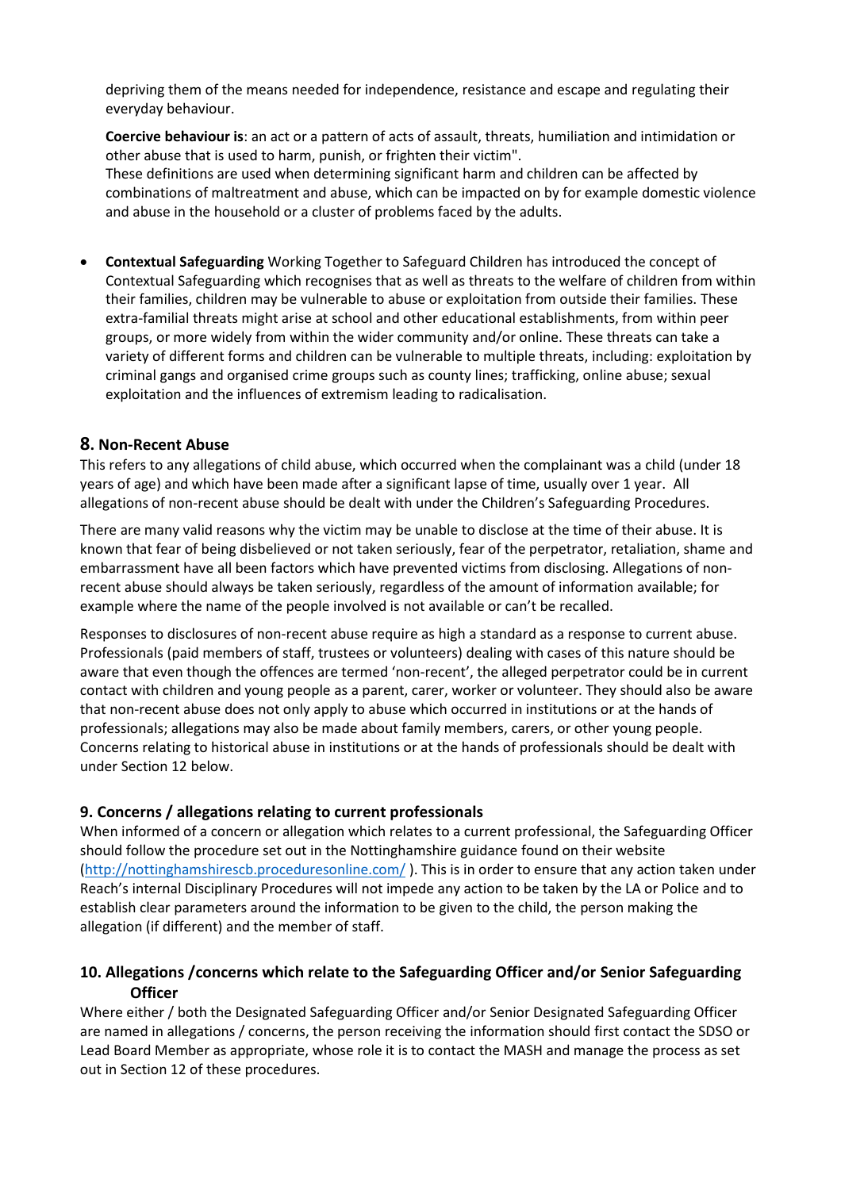depriving them of the means needed for independence, resistance and escape and regulating their everyday behaviour.

**Coercive behaviour is**: an act or a pattern of acts of assault, threats, humiliation and intimidation or other abuse that is used to harm, punish, or frighten their victim".
These definitions are used when determining significant harm and children can be affected by combinations of maltreatment and abuse, which can be impacted on by for example domestic violence and abuse in the household or a cluster of problems faced by the adults.

- **Contextual Safeguarding** Working Together to Safeguard Children has introduced the concept of Contextual Safeguarding which recognises that as well as threats to the welfare of children from within their families, children may be vulnerable to abuse or exploitation from outside their families. These extra-familial threats might arise at school and other educational establishments, from within peer groups, or more widely from within the wider community and/or online. These threats can take a variety of different forms and children can be vulnerable to multiple threats, including: exploitation by criminal gangs and organised crime groups such as county lines; trafficking, online abuse; sexual exploitation and the influences of extremism leading to radicalisation.

## 8. Non-Recent Abuse

This refers to any allegations of child abuse, which occurred when the complainant was a child (under 18 years of age) and which have been made after a significant lapse of time, usually over 1 year. All allegations of non-recent abuse should be dealt with under the Children's Safeguarding Procedures.

There are many valid reasons why the victim may be unable to disclose at the time of their abuse. It is known that fear of being disbelieved or not taken seriously, fear of the perpetrator, retaliation, shame and embarrassment have all been factors which have prevented victims from disclosing. Allegations of non-recent abuse should always be taken seriously, regardless of the amount of information available; for example where the name of the people involved is not available or can't be recalled.

Responses to disclosures of non-recent abuse require as high a standard as a response to current abuse. Professionals (paid members of staff, trustees or volunteers) dealing with cases of this nature should be aware that even though the offences are termed 'non-recent', the alleged perpetrator could be in current contact with children and young people as a parent, carer, worker or volunteer. They should also be aware that non-recent abuse does not only apply to abuse which occurred in institutions or at the hands of professionals; allegations may also be made about family members, carers, or other young people. Concerns relating to historical abuse in institutions or at the hands of professionals should be dealt with under Section 12 below.

## 9. Concerns / allegations relating to current professionals

When informed of a concern or allegation which relates to a current professional, the Safeguarding Officer should follow the procedure set out in the Nottinghamshire guidance found on their website (http://nottinghamshirescb.proceduresonline.com/ ). This is in order to ensure that any action taken under Reach's internal Disciplinary Procedures will not impede any action to be taken by the LA or Police and to establish clear parameters around the information to be given to the child, the person making the allegation (if different) and the member of staff.

## 10. Allegations /concerns which relate to the Safeguarding Officer and/or Senior Safeguarding Officer

Where either / both the Designated Safeguarding Officer and/or Senior Designated Safeguarding Officer are named in allegations / concerns, the person receiving the information should first contact the SDSO or Lead Board Member as appropriate, whose role it is to contact the MASH and manage the process as set out in Section 12 of these procedures.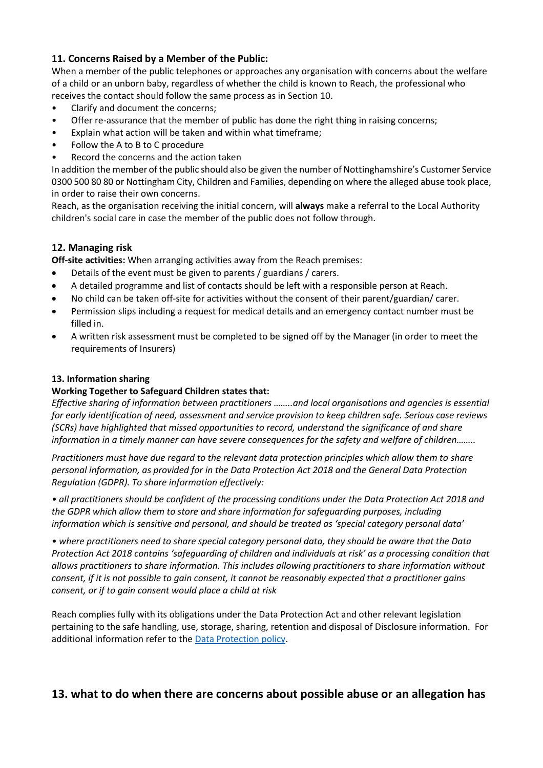## 11. Concerns Raised by a Member of the Public:

When a member of the public telephones or approaches any organisation with concerns about the welfare of a child or an unborn baby, regardless of whether the child is known to Reach, the professional who receives the contact should follow the same process as in Section 10.

- Clarify and document the concerns;
- Offer re-assurance that the member of public has done the right thing in raising concerns;
- Explain what action will be taken and within what timeframe;
- Follow the A to B to C procedure
- Record the concerns and the action taken

In addition the member of the public should also be given the number of Nottinghamshire's Customer Service 0300 500 80 80 or Nottingham City, Children and Families, depending on where the alleged abuse took place, in order to raise their own concerns.

Reach, as the organisation receiving the initial concern, will **always** make a referral to the Local Authority children's social care in case the member of the public does not follow through.

## 12. Managing risk

**Off-site activities:** When arranging activities away from the Reach premises:

- Details of the event must be given to parents / guardians / carers.
- A detailed programme and list of contacts should be left with a responsible person at Reach.
- No child can be taken off-site for activities without the consent of their parent/guardian/ carer.
- Permission slips including a request for medical details and an emergency contact number must be filled in.
- A written risk assessment must be completed to be signed off by the Manager (in order to meet the requirements of Insurers)

### 13. Information sharing

**Working Together to Safeguard Children states that:**

*Effective sharing of information between practitioners ……..and local organisations and agencies is essential for early identification of need, assessment and service provision to keep children safe. Serious case reviews (SCRs) have highlighted that missed opportunities to record, understand the significance of and share information in a timely manner can have severe consequences for the safety and welfare of children……..*

*Practitioners must have due regard to the relevant data protection principles which allow them to share personal information, as provided for in the Data Protection Act 2018 and the General Data Protection Regulation (GDPR). To share information effectively:*

*• all practitioners should be confident of the processing conditions under the Data Protection Act 2018 and the GDPR which allow them to store and share information for safeguarding purposes, including information which is sensitive and personal, and should be treated as 'special category personal data'*

*• where practitioners need to share special category personal data, they should be aware that the Data Protection Act 2018 contains 'safeguarding of children and individuals at risk' as a processing condition that allows practitioners to share information. This includes allowing practitioners to share information without consent, if it is not possible to gain consent, it cannot be reasonably expected that a practitioner gains consent, or if to gain consent would place a child at risk*

Reach complies fully with its obligations under the Data Protection Act and other relevant legislation pertaining to the safe handling, use, storage, sharing, retention and disposal of Disclosure information. For additional information refer to the Data Protection policy.

## 13. what to do when there are concerns about possible abuse or an allegation has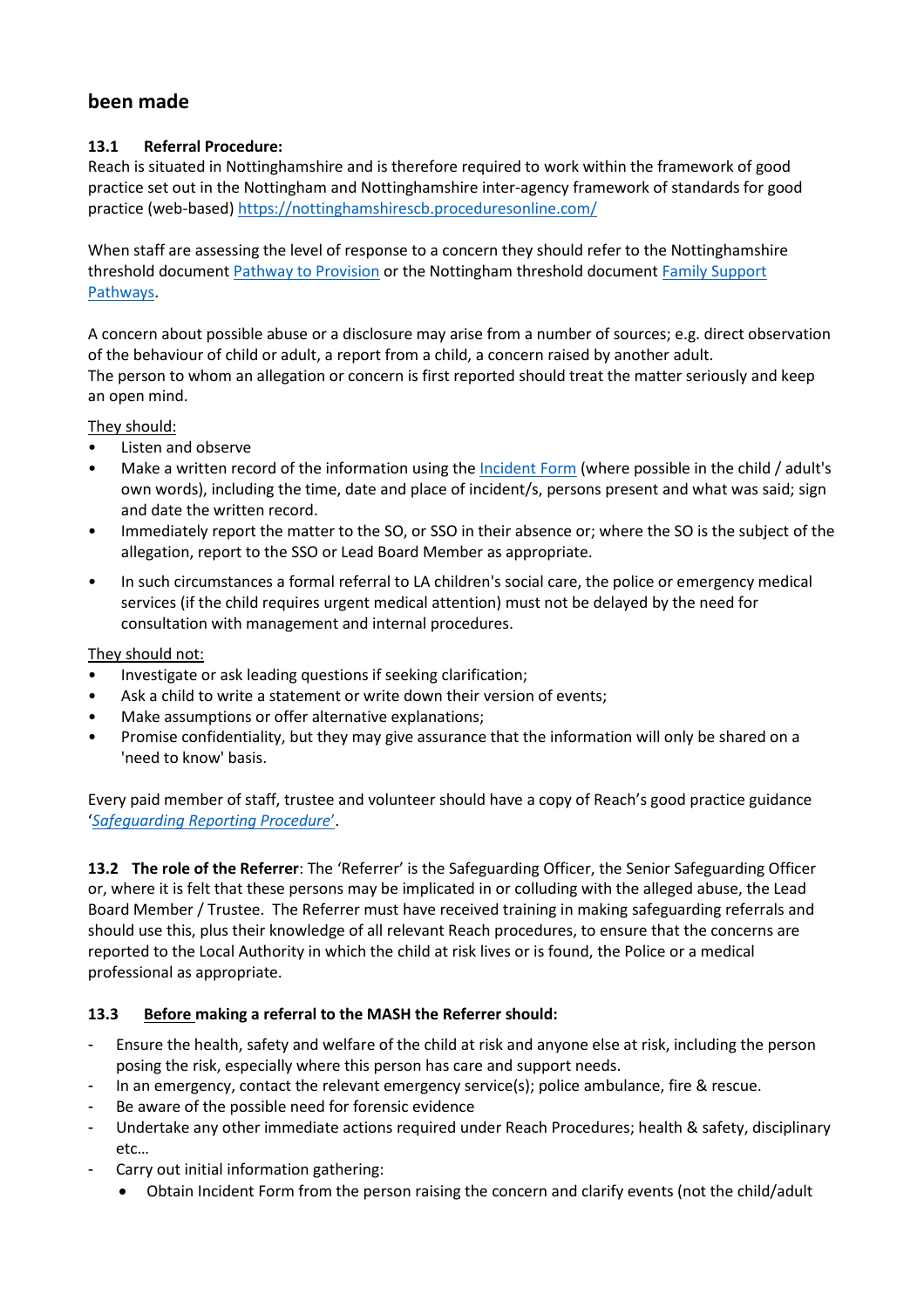## been made

**13.1 Referral Procedure:**
Reach is situated in Nottinghamshire and is therefore required to work within the framework of good practice set out in the Nottingham and Nottinghamshire inter-agency framework of standards for good practice (web-based) https://nottinghamshirescb.proceduresonline.com/

When staff are assessing the level of response to a concern they should refer to the Nottinghamshire threshold document Pathway to Provision or the Nottingham threshold document Family Support Pathways.

A concern about possible abuse or a disclosure may arise from a number of sources; e.g. direct observation of the behaviour of child or adult, a report from a child, a concern raised by another adult.
The person to whom an allegation or concern is first reported should treat the matter seriously and keep an open mind.

They should:

- Listen and observe
- Make a written record of the information using the Incident Form (where possible in the child / adult's own words), including the time, date and place of incident/s, persons present and what was said; sign and date the written record.
- Immediately report the matter to the SO, or SSO in their absence or; where the SO is the subject of the allegation, report to the SSO or Lead Board Member as appropriate.
- In such circumstances a formal referral to LA children's social care, the police or emergency medical services (if the child requires urgent medical attention) must not be delayed by the need for consultation with management and internal procedures.

They should not:

- Investigate or ask leading questions if seeking clarification;
- Ask a child to write a statement or write down their version of events;
- Make assumptions or offer alternative explanations;
- Promise confidentiality, but they may give assurance that the information will only be shared on a 'need to know' basis.

Every paid member of staff, trustee and volunteer should have a copy of Reach's good practice guidance '*Safeguarding Reporting Procedure*'.

**13.2 The role of the Referrer**: The 'Referrer' is the Safeguarding Officer, the Senior Safeguarding Officer or, where it is felt that these persons may be implicated in or colluding with the alleged abuse, the Lead Board Member / Trustee. The Referrer must have received training in making safeguarding referrals and should use this, plus their knowledge of all relevant Reach procedures, to ensure that the concerns are reported to the Local Authority in which the child at risk lives or is found, the Police or a medical professional as appropriate.

**13.3 Before making a referral to the MASH the Referrer should:**

- Ensure the health, safety and welfare of the child at risk and anyone else at risk, including the person posing the risk, especially where this person has care and support needs.
- In an emergency, contact the relevant emergency service(s); police ambulance, fire & rescue.
- Be aware of the possible need for forensic evidence
- Undertake any other immediate actions required under Reach Procedures; health & safety, disciplinary etc…
- Carry out initial information gathering:
  - Obtain Incident Form from the person raising the concern and clarify events (not the child/adult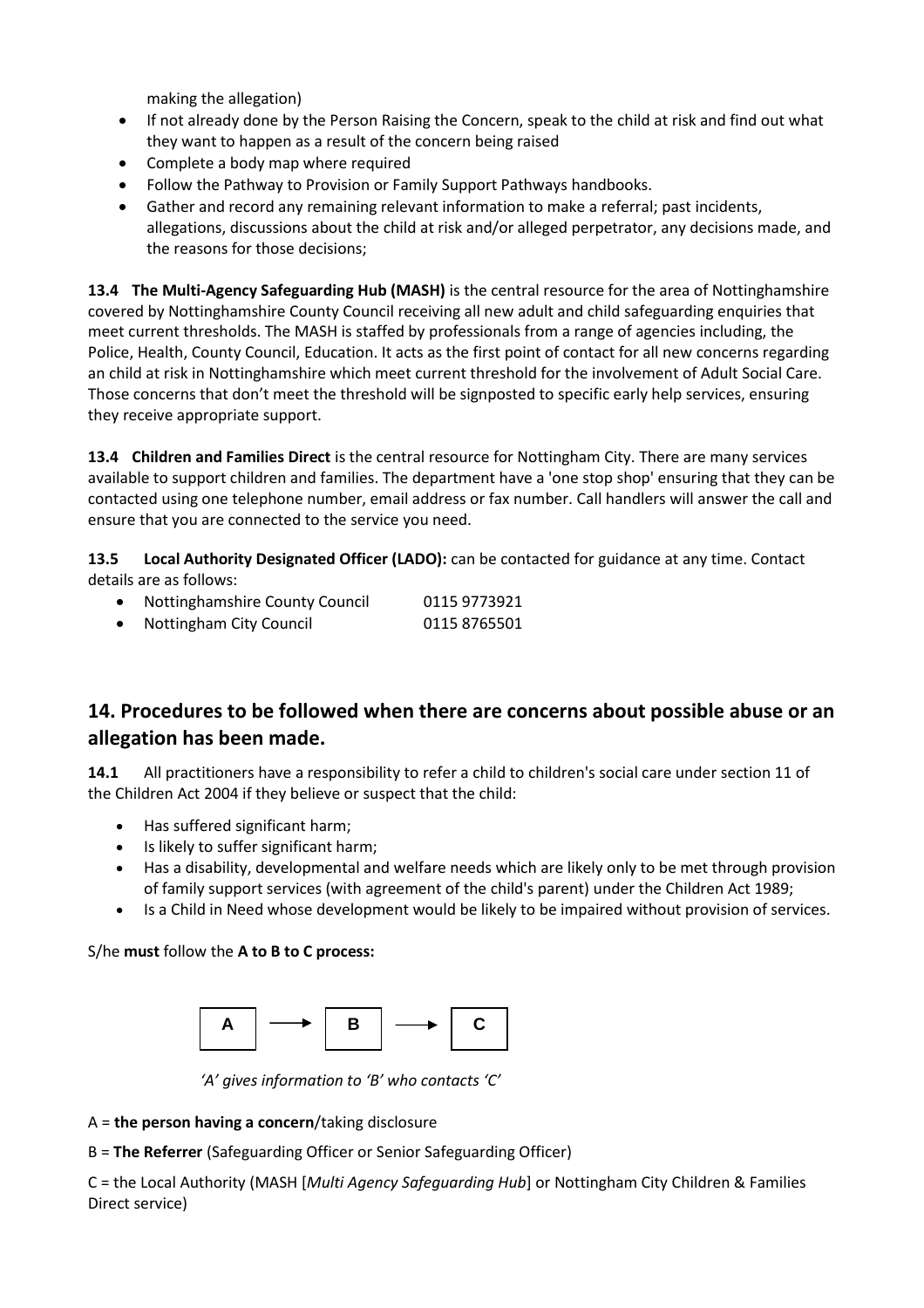making the allegation)

- If not already done by the Person Raising the Concern, speak to the child at risk and find out what they want to happen as a result of the concern being raised
- Complete a body map where required
- Follow the Pathway to Provision or Family Support Pathways handbooks.
- Gather and record any remaining relevant information to make a referral; past incidents, allegations, discussions about the child at risk and/or alleged perpetrator, any decisions made, and the reasons for those decisions;

**13.4 The Multi-Agency Safeguarding Hub (MASH)** is the central resource for the area of Nottinghamshire covered by Nottinghamshire County Council receiving all new adult and child safeguarding enquiries that meet current thresholds. The MASH is staffed by professionals from a range of agencies including, the Police, Health, County Council, Education. It acts as the first point of contact for all new concerns regarding an child at risk in Nottinghamshire which meet current threshold for the involvement of Adult Social Care. Those concerns that don't meet the threshold will be signposted to specific early help services, ensuring they receive appropriate support.

**13.4 Children and Families Direct** is the central resource for Nottingham City. There are many services available to support children and families. The department have a 'one stop shop' ensuring that they can be contacted using one telephone number, email address or fax number. Call handlers will answer the call and ensure that you are connected to the service you need.

**13.5 Local Authority Designated Officer (LADO):** can be contacted for guidance at any time. Contact details are as follows:

- Nottinghamshire County Council 0115 9773921
- Nottingham City Council 0115 8765501

## 14. Procedures to be followed when there are concerns about possible abuse or an allegation has been made.

**14.1** All practitioners have a responsibility to refer a child to children's social care under section 11 of the Children Act 2004 if they believe or suspect that the child:

- Has suffered significant harm;
- Is likely to suffer significant harm;
- Has a disability, developmental and welfare needs which are likely only to be met through provision of family support services (with agreement of the child's parent) under the Children Act 1989;
- Is a Child in Need whose development would be likely to be impaired without provision of services.

S/he **must** follow the **A to B to C process:**

**A** → **B** → **C**

*'A' gives information to 'B' who contacts 'C'*

A = **the person having a concern**/taking disclosure

B = **The Referrer** (Safeguarding Officer or Senior Safeguarding Officer)

C = the Local Authority (MASH [*Multi Agency Safeguarding Hub*] or Nottingham City Children & Families Direct service)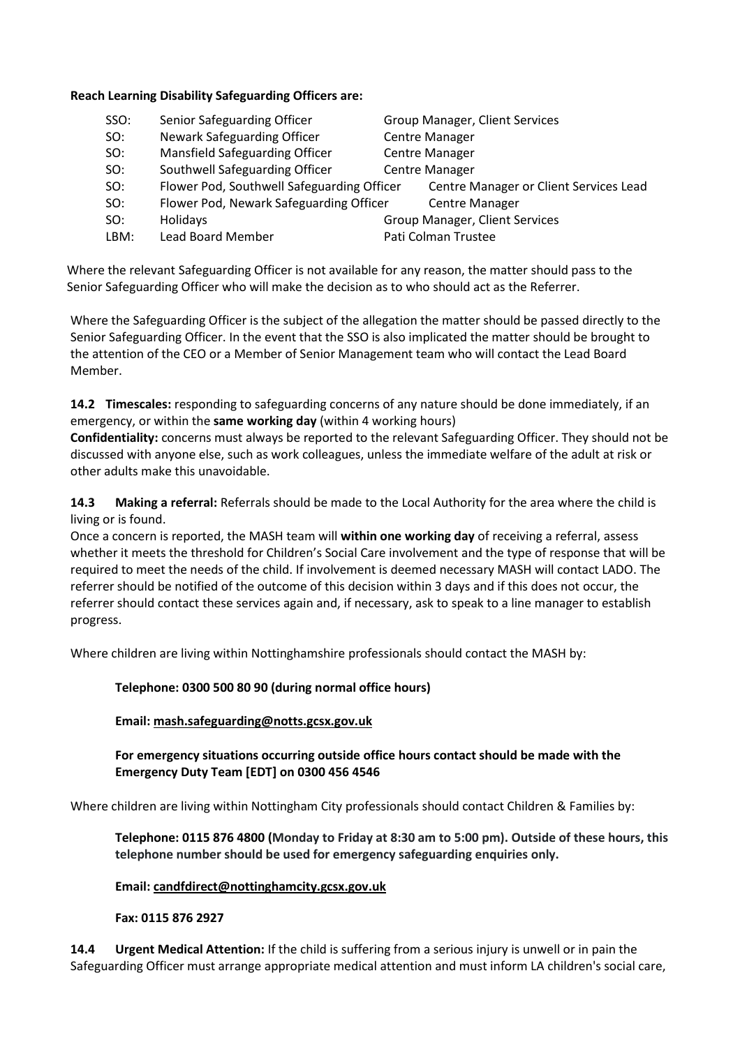**Reach Learning Disability Safeguarding Officers are:**

| | | |
|---|---|---|
| SSO: | Senior Safeguarding Officer | Group Manager, Client Services |
| SO: | Newark Safeguarding Officer | Centre Manager |
| SO: | Mansfield Safeguarding Officer | Centre Manager |
| SO: | Southwell Safeguarding Officer | Centre Manager |
| SO: | Flower Pod, Southwell Safeguarding Officer | Centre Manager or Client Services Lead |
| SO: | Flower Pod, Newark Safeguarding Officer | Centre Manager |
| SO: | Holidays | Group Manager, Client Services |
| LBM: | Lead Board Member | Pati Colman Trustee |

Where the relevant Safeguarding Officer is not available for any reason, the matter should pass to the Senior Safeguarding Officer who will make the decision as to who should act as the Referrer.

Where the Safeguarding Officer is the subject of the allegation the matter should be passed directly to the Senior Safeguarding Officer. In the event that the SSO is also implicated the matter should be brought to the attention of the CEO or a Member of Senior Management team who will contact the Lead Board Member.

**14.2 Timescales:** responding to safeguarding concerns of any nature should be done immediately, if an emergency, or within the **same working day** (within 4 working hours)

**Confidentiality:** concerns must always be reported to the relevant Safeguarding Officer. They should not be discussed with anyone else, such as work colleagues, unless the immediate welfare of the adult at risk or other adults make this unavoidable.

**14.3 Making a referral:** Referrals should be made to the Local Authority for the area where the child is living or is found.

Once a concern is reported, the MASH team will **within one working day** of receiving a referral, assess whether it meets the threshold for Children's Social Care involvement and the type of response that will be required to meet the needs of the child. If involvement is deemed necessary MASH will contact LADO. The referrer should be notified of the outcome of this decision within 3 days and if this does not occur, the referrer should contact these services again and, if necessary, ask to speak to a line manager to establish progress.

Where children are living within Nottinghamshire professionals should contact the MASH by:

**Telephone: 0300 500 80 90 (during normal office hours)**

**Email: mash.safeguarding@notts.gcsx.gov.uk**

**For emergency situations occurring outside office hours contact should be made with the Emergency Duty Team [EDT] on 0300 456 4546**

Where children are living within Nottingham City professionals should contact Children & Families by:

**Telephone: 0115 876 4800 (Monday to Friday at 8:30 am to 5:00 pm). Outside of these hours, this telephone number should be used for emergency safeguarding enquiries only.**

**Email: candfdirect@nottinghamcity.gcsx.gov.uk**

**Fax: 0115 876 2927**

**14.4 Urgent Medical Attention:** If the child is suffering from a serious injury is unwell or in pain the Safeguarding Officer must arrange appropriate medical attention and must inform LA children's social care,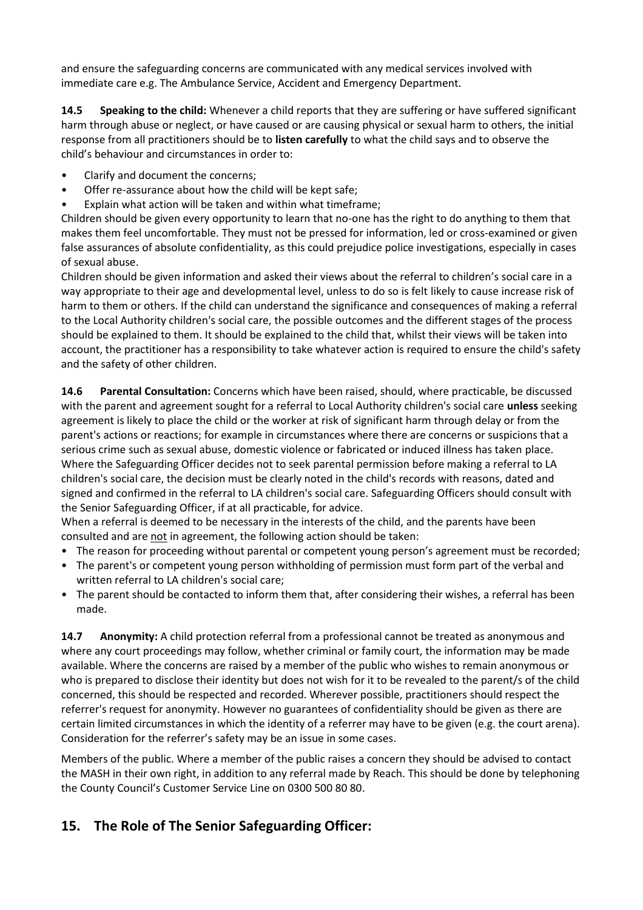and ensure the safeguarding concerns are communicated with any medical services involved with immediate care e.g. The Ambulance Service, Accident and Emergency Department.

**14.5 Speaking to the child:** Whenever a child reports that they are suffering or have suffered significant harm through abuse or neglect, or have caused or are causing physical or sexual harm to others, the initial response from all practitioners should be to **listen carefully** to what the child says and to observe the child's behaviour and circumstances in order to:

- Clarify and document the concerns;
- Offer re-assurance about how the child will be kept safe;
- Explain what action will be taken and within what timeframe;

Children should be given every opportunity to learn that no-one has the right to do anything to them that makes them feel uncomfortable. They must not be pressed for information, led or cross-examined or given false assurances of absolute confidentiality, as this could prejudice police investigations, especially in cases of sexual abuse.

Children should be given information and asked their views about the referral to children's social care in a way appropriate to their age and developmental level, unless to do so is felt likely to cause increase risk of harm to them or others. If the child can understand the significance and consequences of making a referral to the Local Authority children's social care, the possible outcomes and the different stages of the process should be explained to them. It should be explained to the child that, whilst their views will be taken into account, the practitioner has a responsibility to take whatever action is required to ensure the child's safety and the safety of other children.

**14.6 Parental Consultation:** Concerns which have been raised, should, where practicable, be discussed with the parent and agreement sought for a referral to Local Authority children's social care **unless** seeking agreement is likely to place the child or the worker at risk of significant harm through delay or from the parent's actions or reactions; for example in circumstances where there are concerns or suspicions that a serious crime such as sexual abuse, domestic violence or fabricated or induced illness has taken place. Where the Safeguarding Officer decides not to seek parental permission before making a referral to LA children's social care, the decision must be clearly noted in the child's records with reasons, dated and signed and confirmed in the referral to LA children's social care. Safeguarding Officers should consult with the Senior Safeguarding Officer, if at all practicable, for advice.

When a referral is deemed to be necessary in the interests of the child, and the parents have been consulted and are not in agreement, the following action should be taken:

- The reason for proceeding without parental or competent young person's agreement must be recorded;
- The parent's or competent young person withholding of permission must form part of the verbal and written referral to LA children's social care;
- The parent should be contacted to inform them that, after considering their wishes, a referral has been made.

**14.7 Anonymity:** A child protection referral from a professional cannot be treated as anonymous and where any court proceedings may follow, whether criminal or family court, the information may be made available. Where the concerns are raised by a member of the public who wishes to remain anonymous or who is prepared to disclose their identity but does not wish for it to be revealed to the parent/s of the child concerned, this should be respected and recorded. Wherever possible, practitioners should respect the referrer's request for anonymity. However no guarantees of confidentiality should be given as there are certain limited circumstances in which the identity of a referrer may have to be given (e.g. the court arena). Consideration for the referrer's safety may be an issue in some cases.

Members of the public. Where a member of the public raises a concern they should be advised to contact the MASH in their own right, in addition to any referral made by Reach. This should be done by telephoning the County Council's Customer Service Line on 0300 500 80 80.

## 15. The Role of The Senior Safeguarding Officer: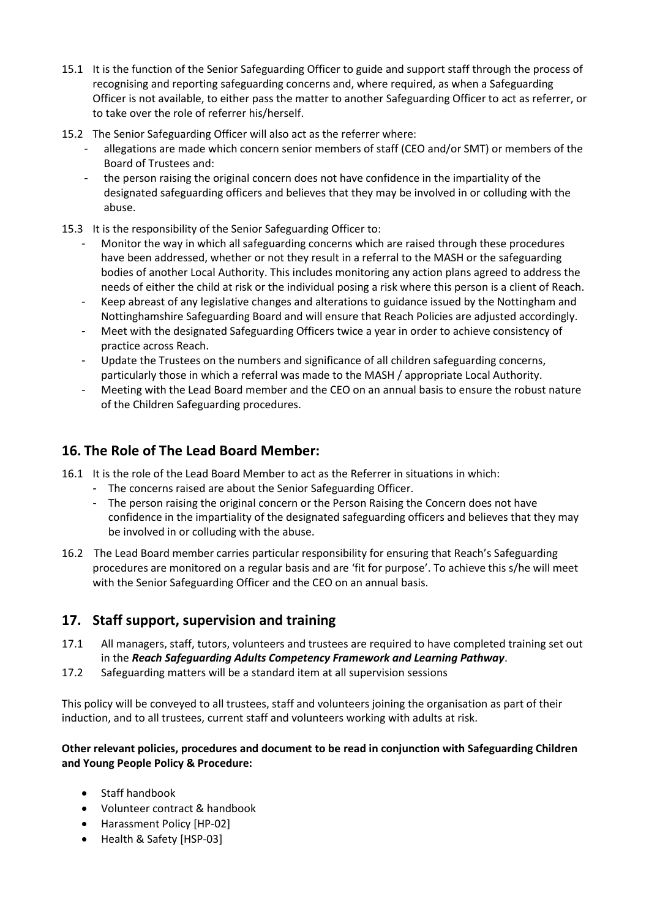15.1 It is the function of the Senior Safeguarding Officer to guide and support staff through the process of recognising and reporting safeguarding concerns and, where required, as when a Safeguarding Officer is not available, to either pass the matter to another Safeguarding Officer to act as referrer, or to take over the role of referrer his/herself.

15.2 The Senior Safeguarding Officer will also act as the referrer where:

- allegations are made which concern senior members of staff (CEO and/or SMT) or members of the Board of Trustees and:
- the person raising the original concern does not have confidence in the impartiality of the designated safeguarding officers and believes that they may be involved in or colluding with the abuse.

15.3 It is the responsibility of the Senior Safeguarding Officer to:

- Monitor the way in which all safeguarding concerns which are raised through these procedures have been addressed, whether or not they result in a referral to the MASH or the safeguarding bodies of another Local Authority. This includes monitoring any action plans agreed to address the needs of either the child at risk or the individual posing a risk where this person is a client of Reach.
- Keep abreast of any legislative changes and alterations to guidance issued by the Nottingham and Nottinghamshire Safeguarding Board and will ensure that Reach Policies are adjusted accordingly.
- Meet with the designated Safeguarding Officers twice a year in order to achieve consistency of practice across Reach.
- Update the Trustees on the numbers and significance of all children safeguarding concerns, particularly those in which a referral was made to the MASH / appropriate Local Authority.
- Meeting with the Lead Board member and the CEO on an annual basis to ensure the robust nature of the Children Safeguarding procedures.

## 16. The Role of The Lead Board Member:

16.1 It is the role of the Lead Board Member to act as the Referrer in situations in which:

- The concerns raised are about the Senior Safeguarding Officer.
- The person raising the original concern or the Person Raising the Concern does not have confidence in the impartiality of the designated safeguarding officers and believes that they may be involved in or colluding with the abuse.

16.2 The Lead Board member carries particular responsibility for ensuring that Reach's Safeguarding procedures are monitored on a regular basis and are 'fit for purpose'. To achieve this s/he will meet with the Senior Safeguarding Officer and the CEO on an annual basis.

## 17. Staff support, supervision and training

17.1 All managers, staff, tutors, volunteers and trustees are required to have completed training set out in the ***Reach Safeguarding Adults Competency Framework and Learning Pathway***.

17.2 Safeguarding matters will be a standard item at all supervision sessions

This policy will be conveyed to all trustees, staff and volunteers joining the organisation as part of their induction, and to all trustees, current staff and volunteers working with adults at risk.

**Other relevant policies, procedures and document to be read in conjunction with Safeguarding Children and Young People Policy & Procedure:**

- Staff handbook
- Volunteer contract & handbook
- Harassment Policy [HP-02]
- Health & Safety [HSP-03]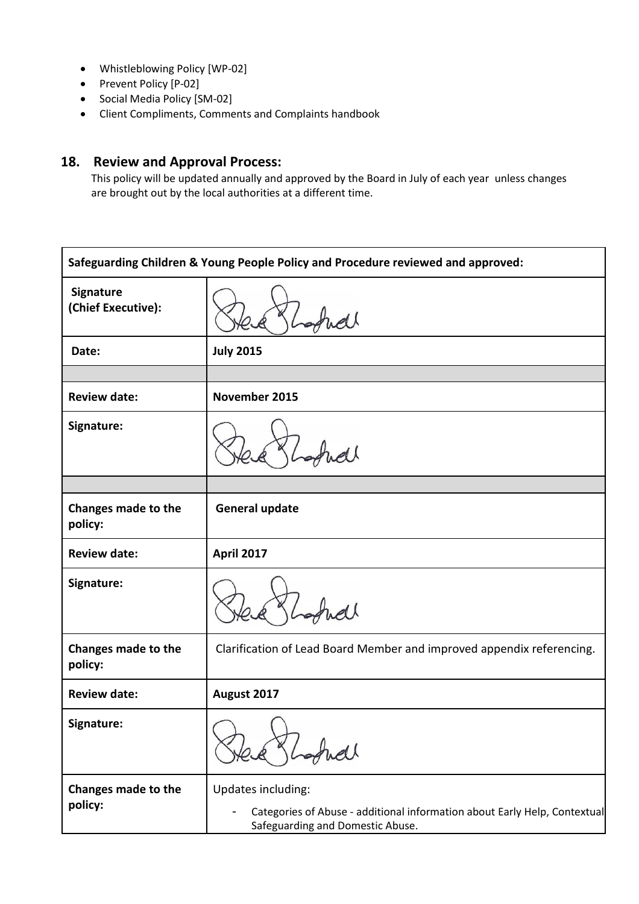- Whistleblowing Policy [WP-02]
- Prevent Policy [P-02]
- Social Media Policy [SM-02]
- Client Compliments, Comments and Complaints handbook

## 18. Review and Approval Process:

This policy will be updated annually and approved by the Board in July of each year unless changes are brought out by the local authorities at a different time.

| Safeguarding Children & Young People Policy and Procedure reviewed and approved: | |
|---|---|
| **Signature (Chief Executive):** | [signature] |
| **Date:** | **July 2015** |
| | |
| **Review date:** | **November 2015** |
| **Signature:** | [signature] |
| | |
| **Changes made to the policy:** | **General update** |
| **Review date:** | **April 2017** |
| **Signature:** | [signature] |
| **Changes made to the policy:** | Clarification of Lead Board Member and improved appendix referencing. |
| **Review date:** | **August 2017** |
| **Signature:** | [signature] |
| **Changes made to the policy:** | Updates including: - Categories of Abuse - additional information about Early Help, Contextual Safeguarding and Domestic Abuse. |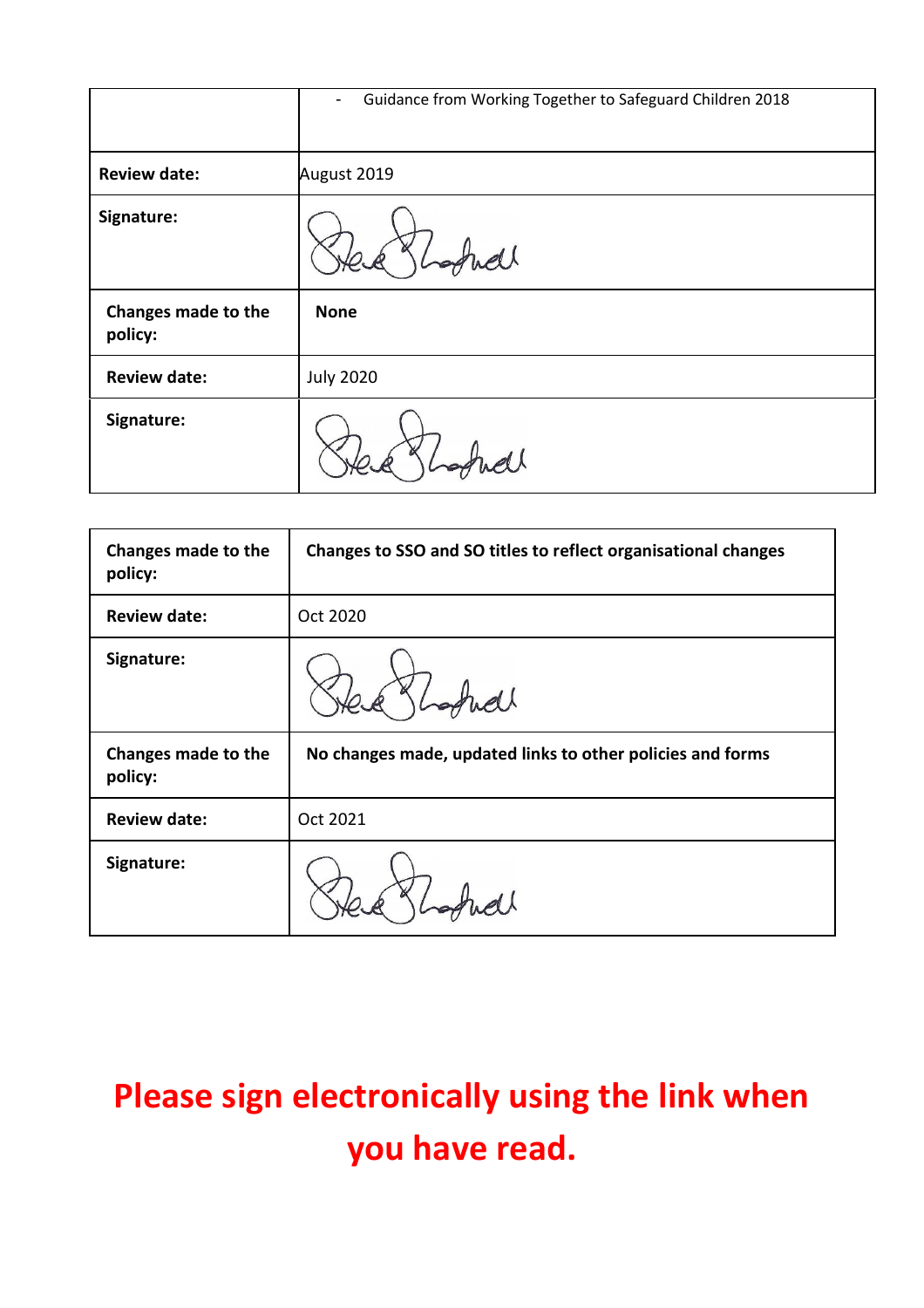| | |
|---|---|
| | - Guidance from Working Together to Safeguard Children 2018 |
| **Review date:** | August 2019 |
| **Signature:** | |
| **Changes made to the policy:** | **None** |
| **Review date:** | July 2020 |
| **Signature:** | |

| | |
|---|---|
| **Changes made to the policy:** | **Changes to SSO and SO titles to reflect organisational changes** |
| **Review date:** | Oct 2020 |
| **Signature:** | |
| **Changes made to the policy:** | **No changes made, updated links to other policies and forms** |
| **Review date:** | Oct 2021 |
| **Signature:** | |

**Please sign electronically using the link when you have read.**